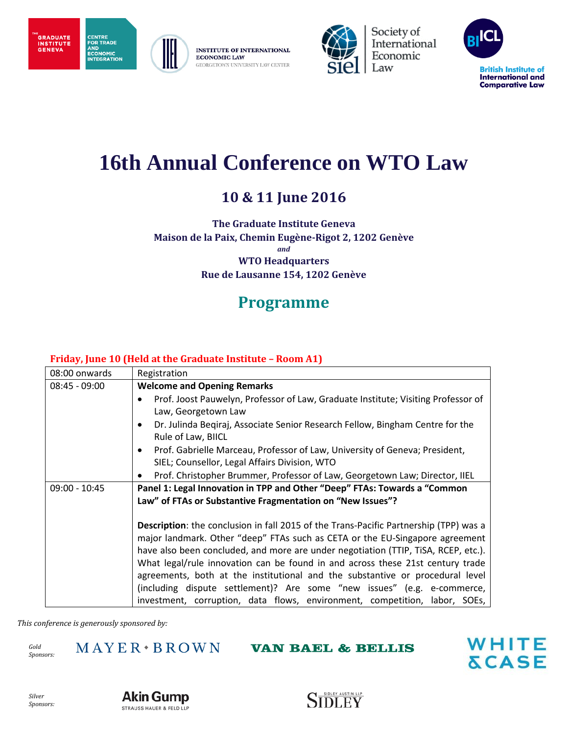THE GRADUATE INSTITUTE GENEVA | CENTRE FOR TRADE AND ECONOMIC INTEGRATION

INSTITUTE OF INTERNATIONAL ECONOMIC LAW
GEORGETOWN UNIVERSITY LAW CENTER

Society of International Economic Law

British Institute of International and Comparative Law

# 16th Annual Conference on WTO Law

## 10 & 11 June 2016

**The Graduate Institute Geneva**
**Maison de la Paix, Chemin Eugène-Rigot 2, 1202 Genève**
*and*
**WTO Headquarters**
**Rue de Lausanne 154, 1202 Genève**

## Programme

**Friday, June 10 (Held at the Graduate Institute – Room A1)**

| | |
|---|---|
| 08:00 onwards | Registration |
| 08:45 - 09:00 | **Welcome and Opening Remarks**<br>• Prof. Joost Pauwelyn, Professor of Law, Graduate Institute; Visiting Professor of Law, Georgetown Law<br>• Dr. Julinda Beqiraj, Associate Senior Research Fellow, Bingham Centre for the Rule of Law, BIICL<br>• Prof. Gabrielle Marceau, Professor of Law, University of Geneva; President, SIEL; Counsellor, Legal Affairs Division, WTO<br>• Prof. Christopher Brummer, Professor of Law, Georgetown Law; Director, IIEL |
| 09:00 - 10:45 | **Panel 1: Legal Innovation in TPP and Other "Deep" FTAs: Towards a "Common Law" of FTAs or Substantive Fragmentation on "New Issues"?**<br><br>**Description**: the conclusion in fall 2015 of the Trans-Pacific Partnership (TPP) was a major landmark. Other "deep" FTAs such as CETA or the EU-Singapore agreement have also been concluded, and more are under negotiation (TTIP, TiSA, RCEP, etc.). What legal/rule innovation can be found in and across these 21st century trade agreements, both at the institutional and the substantive or procedural level (including dispute settlement)? Are some "new issues" (e.g. e-commerce, investment, corruption, data flows, environment, competition, labor, SOEs, |

*This conference is generously sponsored by:*

*Gold Sponsors:* MAYER • BROWN | VAN BAEL & BELLIS | WHITE & CASE

*Silver Sponsors:* Akin Gump STRAUSS HAUER & FELD LLP | SIDLEY AUSTIN LLP SIDLEY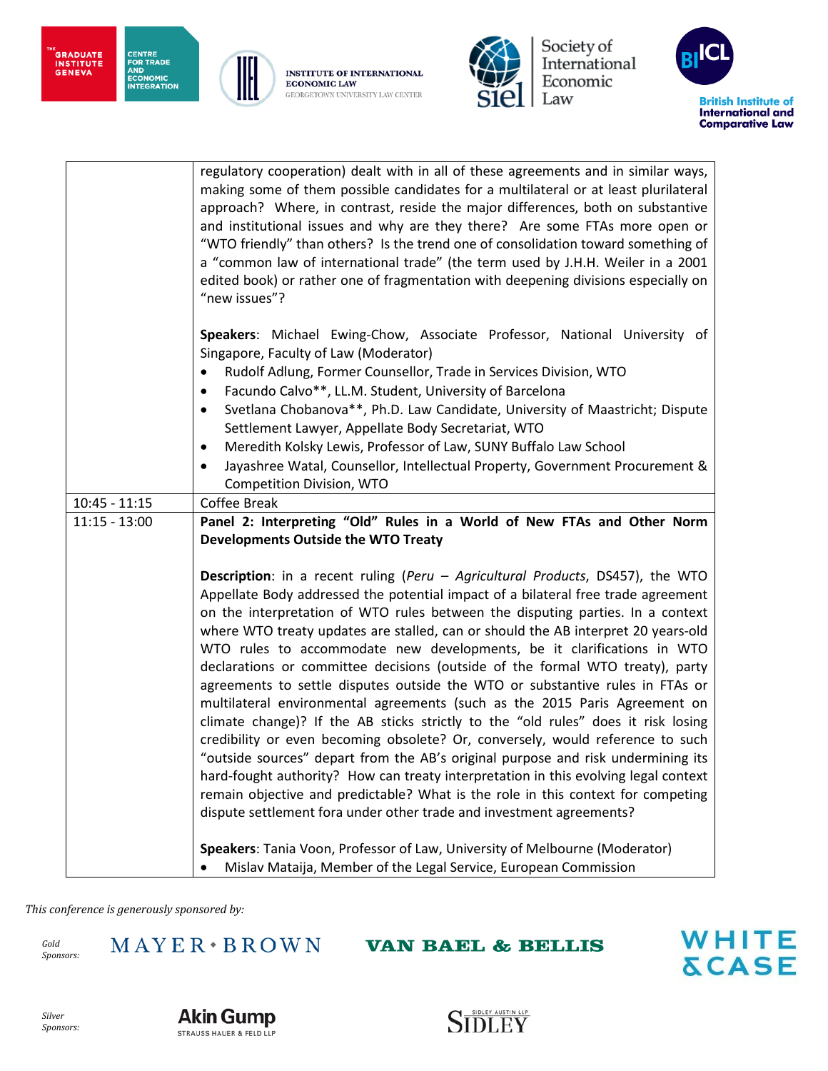| | |
|---|---|
| | regulatory cooperation) dealt with in all of these agreements and in similar ways, making some of them possible candidates for a multilateral or at least plurilateral approach? Where, in contrast, reside the major differences, both on substantive and institutional issues and why are they there? Are some FTAs more open or "WTO friendly" than others? Is the trend one of consolidation toward something of a "common law of international trade" (the term used by J.H.H. Weiler in a 2001 edited book) or rather one of fragmentation with deepening divisions especially on "new issues"?<br><br>**Speakers**: Michael Ewing-Chow, Associate Professor, National University of Singapore, Faculty of Law (Moderator)<br>• Rudolf Adlung, Former Counsellor, Trade in Services Division, WTO<br>• Facundo Calvo**, LL.M. Student, University of Barcelona<br>• Svetlana Chobanova**, Ph.D. Law Candidate, University of Maastricht; Dispute Settlement Lawyer, Appellate Body Secretariat, WTO<br>• Meredith Kolsky Lewis, Professor of Law, SUNY Buffalo Law School<br>• Jayashree Watal, Counsellor, Intellectual Property, Government Procurement & Competition Division, WTO |
| 10:45 - 11:15 | Coffee Break |
| 11:15 - 13:00 | **Panel 2: Interpreting "Old" Rules in a World of New FTAs and Other Norm Developments Outside the WTO Treaty**<br><br>**Description**: in a recent ruling (*Peru – Agricultural Products*, DS457), the WTO Appellate Body addressed the potential impact of a bilateral free trade agreement on the interpretation of WTO rules between the disputing parties. In a context where WTO treaty updates are stalled, can or should the AB interpret 20 years-old WTO rules to accommodate new developments, be it clarifications in WTO declarations or committee decisions (outside of the formal WTO treaty), party agreements to settle disputes outside the WTO or substantive rules in FTAs or multilateral environmental agreements (such as the 2015 Paris Agreement on climate change)? If the AB sticks strictly to the "old rules" does it risk losing credibility or even becoming obsolete? Or, conversely, would reference to such "outside sources" depart from the AB's original purpose and risk undermining its hard-fought authority? How can treaty interpretation in this evolving legal context remain objective and predictable? What is the role in this context for competing dispute settlement fora under other trade and investment agreements?<br><br>**Speakers**: Tania Voon, Professor of Law, University of Melbourne (Moderator)<br>• Mislav Mataija, Member of the Legal Service, European Commission |

*This conference is generously sponsored by:*

*Gold Sponsors:* MAYER • BROWN, VAN BAEL & BELLIS, WHITE & CASE

*Silver Sponsors:* Akin Gump Strauss Hauer & Feld LLP, Sidley Austin LLP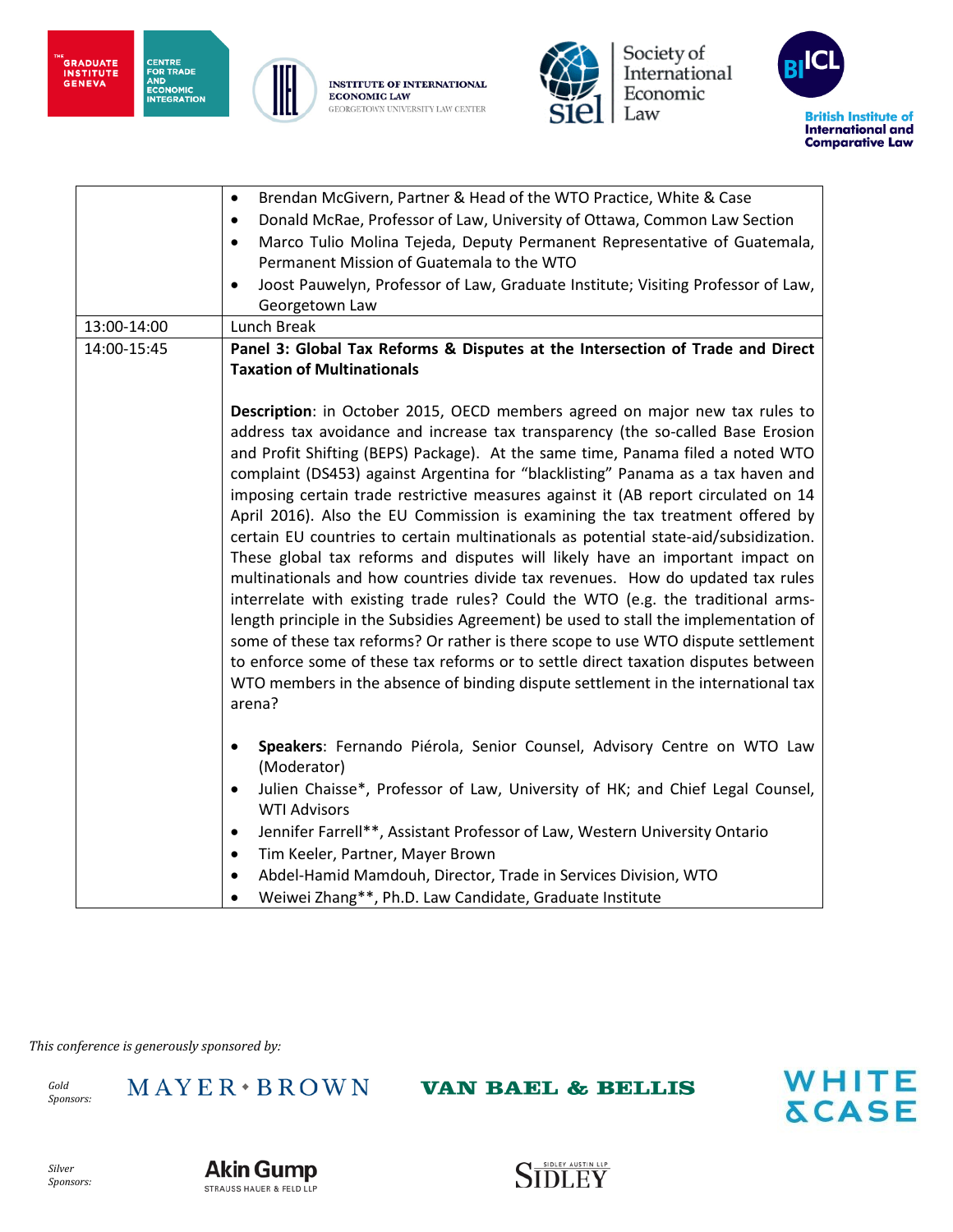| | |
|---|---|
| | • Brendan McGivern, Partner & Head of the WTO Practice, White & Case<br>• Donald McRae, Professor of Law, University of Ottawa, Common Law Section<br>• Marco Tulio Molina Tejeda, Deputy Permanent Representative of Guatemala, Permanent Mission of Guatemala to the WTO<br>• Joost Pauwelyn, Professor of Law, Graduate Institute; Visiting Professor of Law, Georgetown Law |
| 13:00-14:00 | Lunch Break |
| 14:00-15:45 | **Panel 3: Global Tax Reforms & Disputes at the Intersection of Trade and Direct Taxation of Multinationals**<br><br>**Description**: in October 2015, OECD members agreed on major new tax rules to address tax avoidance and increase tax transparency (the so-called Base Erosion and Profit Shifting (BEPS) Package). At the same time, Panama filed a noted WTO complaint (DS453) against Argentina for "blacklisting" Panama as a tax haven and imposing certain trade restrictive measures against it (AB report circulated on 14 April 2016). Also the EU Commission is examining the tax treatment offered by certain EU countries to certain multinationals as potential state-aid/subsidization. These global tax reforms and disputes will likely have an important impact on multinationals and how countries divide tax revenues. How do updated tax rules interrelate with existing trade rules? Could the WTO (e.g. the traditional arms-length principle in the Subsidies Agreement) be used to stall the implementation of some of these tax reforms? Or rather is there scope to use WTO dispute settlement to enforce some of these tax reforms or to settle direct taxation disputes between WTO members in the absence of binding dispute settlement in the international tax arena?<br><br>• **Speakers**: Fernando Piérola, Senior Counsel, Advisory Centre on WTO Law (Moderator)<br>• Julien Chaisse*, Professor of Law, University of HK; and Chief Legal Counsel, WTI Advisors<br>• Jennifer Farrell**, Assistant Professor of Law, Western University Ontario<br>• Tim Keeler, Partner, Mayer Brown<br>• Abdel-Hamid Mamdouh, Director, Trade in Services Division, WTO<br>• Weiwei Zhang**, Ph.D. Law Candidate, Graduate Institute |

*This conference is generously sponsored by:*

*Gold Sponsors:* MAYER • BROWN, VAN BAEL & BELLIS, WHITE & CASE

*Silver Sponsors:* Akin Gump Strauss Hauer & Feld LLP, Sidley Austin LLP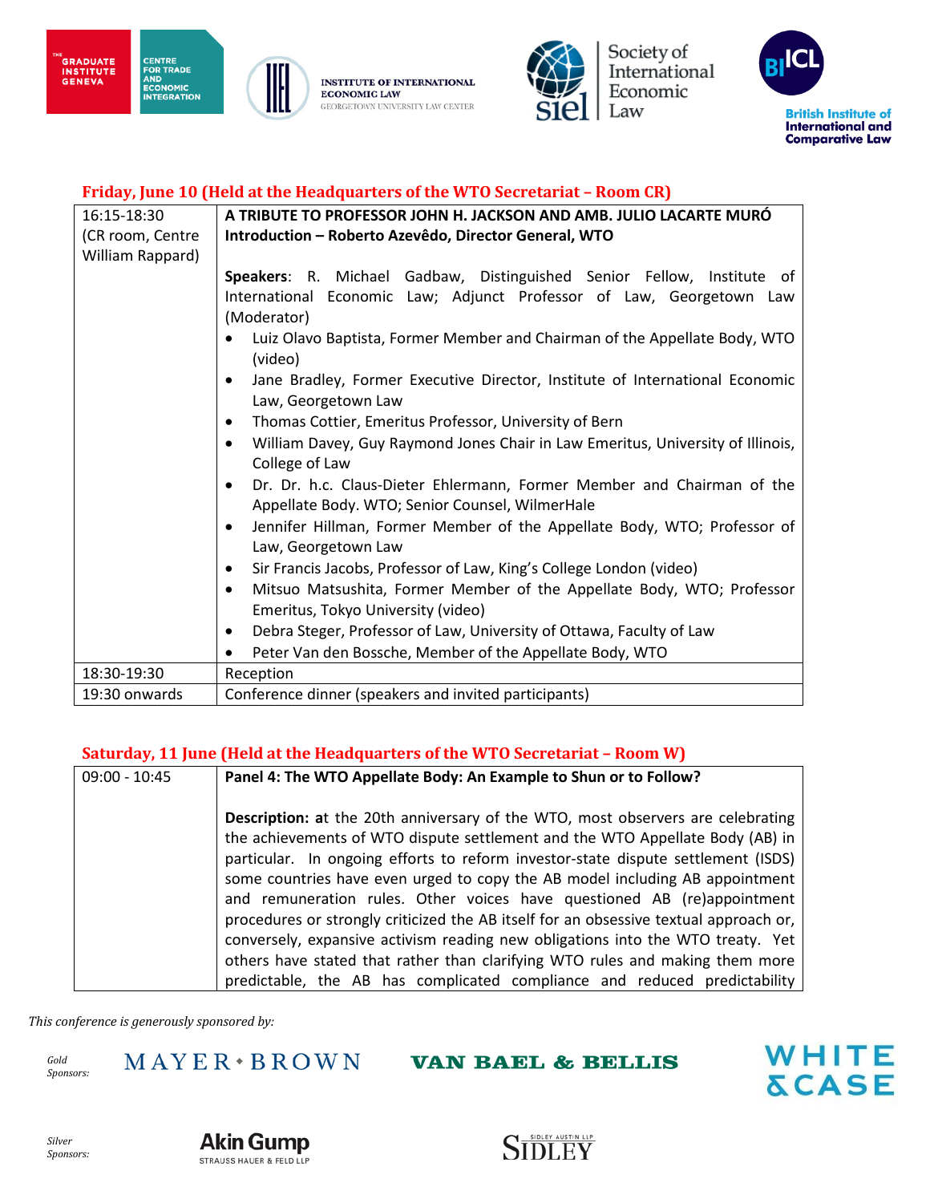### Friday, June 10 (Held at the Headquarters of the WTO Secretariat – Room CR)

| | |
|---|---|
| 16:15-18:30 (CR room, Centre William Rappard) | **A TRIBUTE TO PROFESSOR JOHN H. JACKSON AND AMB. JULIO LACARTE MURÓ**<br>**Introduction – Roberto Azevêdo, Director General, WTO**<br><br>**Speakers**: R. Michael Gadbaw, Distinguished Senior Fellow, Institute of International Economic Law; Adjunct Professor of Law, Georgetown Law (Moderator)<br>• Luiz Olavo Baptista, Former Member and Chairman of the Appellate Body, WTO (video)<br>• Jane Bradley, Former Executive Director, Institute of International Economic Law, Georgetown Law<br>• Thomas Cottier, Emeritus Professor, University of Bern<br>• William Davey, Guy Raymond Jones Chair in Law Emeritus, University of Illinois, College of Law<br>• Dr. Dr. h.c. Claus-Dieter Ehlermann, Former Member and Chairman of the Appellate Body. WTO; Senior Counsel, WilmerHale<br>• Jennifer Hillman, Former Member of the Appellate Body, WTO; Professor of Law, Georgetown Law<br>• Sir Francis Jacobs, Professor of Law, King's College London (video)<br>• Mitsuo Matsushita, Former Member of the Appellate Body, WTO; Professor Emeritus, Tokyo University (video)<br>• Debra Steger, Professor of Law, University of Ottawa, Faculty of Law<br>• Peter Van den Bossche, Member of the Appellate Body, WTO |
| 18:30-19:30 | Reception |
| 19:30 onwards | Conference dinner (speakers and invited participants) |

### Saturday, 11 June (Held at the Headquarters of the WTO Secretariat – Room W)

| | |
|---|---|
| 09:00 - 10:45 | **Panel 4: The WTO Appellate Body: An Example to Shun or to Follow?**<br><br>**Description: a**t the 20th anniversary of the WTO, most observers are celebrating the achievements of WTO dispute settlement and the WTO Appellate Body (AB) in particular. In ongoing efforts to reform investor-state dispute settlement (ISDS) some countries have even urged to copy the AB model including AB appointment and remuneration rules. Other voices have questioned AB (re)appointment procedures or strongly criticized the AB itself for an obsessive textual approach or, conversely, expansive activism reading new obligations into the WTO treaty. Yet others have stated that rather than clarifying WTO rules and making them more predictable, the AB has complicated compliance and reduced predictability |

*This conference is generously sponsored by:*

*Gold Sponsors:* MAYER • BROWN, VAN BAEL & BELLIS, WHITE & CASE

*Silver Sponsors:* Akin Gump Strauss Hauer & Feld LLP, Sidley Austin LLP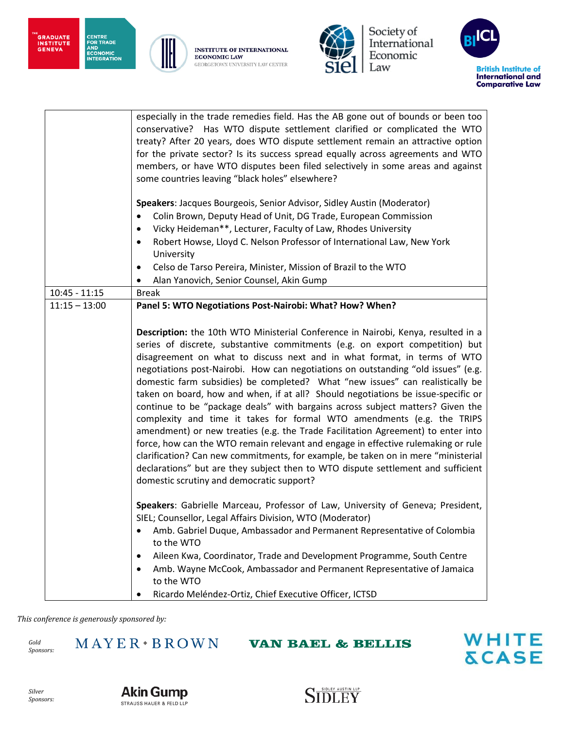| | |
|---|---|
| | especially in the trade remedies field. Has the AB gone out of bounds or been too conservative? Has WTO dispute settlement clarified or complicated the WTO treaty? After 20 years, does WTO dispute settlement remain an attractive option for the private sector? Is its success spread equally across agreements and WTO members, or have WTO disputes been filed selectively in some areas and against some countries leaving "black holes" elsewhere?<br><br>**Speakers**: Jacques Bourgeois, Senior Advisor, Sidley Austin (Moderator)<br>• Colin Brown, Deputy Head of Unit, DG Trade, European Commission<br>• Vicky Heideman**, Lecturer, Faculty of Law, Rhodes University<br>• Robert Howse, Lloyd C. Nelson Professor of International Law, New York University<br>• Celso de Tarso Pereira, Minister, Mission of Brazil to the WTO<br>• Alan Yanovich, Senior Counsel, Akin Gump |
| 10:45 - 11:15 | Break |
| 11:15 – 13:00 | **Panel 5: WTO Negotiations Post-Nairobi: What? How? When?**<br><br>**Description:** the 10th WTO Ministerial Conference in Nairobi, Kenya, resulted in a series of discrete, substantive commitments (e.g. on export competition) but disagreement on what to discuss next and in what format, in terms of WTO negotiations post-Nairobi. How can negotiations on outstanding "old issues" (e.g. domestic farm subsidies) be completed? What "new issues" can realistically be taken on board, how and when, if at all? Should negotiations be issue-specific or continue to be "package deals" with bargains across subject matters? Given the complexity and time it takes for formal WTO amendments (e.g. the TRIPS amendment) or new treaties (e.g. the Trade Facilitation Agreement) to enter into force, how can the WTO remain relevant and engage in effective rulemaking or rule clarification? Can new commitments, for example, be taken on in mere "ministerial declarations" but are they subject then to WTO dispute settlement and sufficient domestic scrutiny and democratic support?<br><br>**Speakers**: Gabrielle Marceau, Professor of Law, University of Geneva; President, SIEL; Counsellor, Legal Affairs Division, WTO (Moderator)<br>• Amb. Gabriel Duque, Ambassador and Permanent Representative of Colombia to the WTO<br>• Aileen Kwa, Coordinator, Trade and Development Programme, South Centre<br>• Amb. Wayne McCook, Ambassador and Permanent Representative of Jamaica to the WTO<br>• Ricardo Meléndez-Ortiz, Chief Executive Officer, ICTSD |

*This conference is generously sponsored by:*

*Gold Sponsors:* MAYER • BROWN — VAN BAEL & BELLIS — WHITE & CASE

*Silver Sponsors:* Akin Gump Strauss Hauer & Feld LLP — Sidley Austin LLP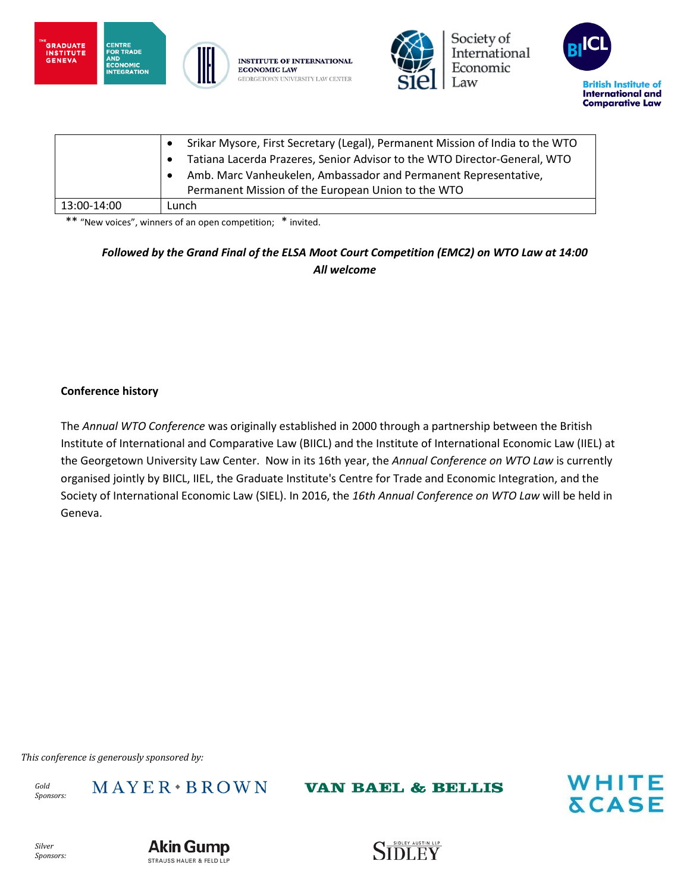|  |  |
|---|---|
|  | • Srikar Mysore, First Secretary (Legal), Permanent Mission of India to the WTO<br>• Tatiana Lacerda Prazeres, Senior Advisor to the WTO Director-General, WTO<br>• Amb. Marc Vanheukelen, Ambassador and Permanent Representative, Permanent Mission of the European Union to the WTO |
| 13:00-14:00 | Lunch |

** "New voices", winners of an open competition; * invited.

***Followed by the Grand Final of the ELSA Moot Court Competition (EMC2) on WTO Law at 14:00***
***All welcome***

**Conference history**

The *Annual WTO Conference* was originally established in 2000 through a partnership between the British Institute of International and Comparative Law (BIICL) and the Institute of International Economic Law (IIEL) at the Georgetown University Law Center. Now in its 16th year, the *Annual Conference on WTO Law* is currently organised jointly by BIICL, IIEL, the Graduate Institute's Centre for Trade and Economic Integration, and the Society of International Economic Law (SIEL). In 2016, the *16th Annual Conference on WTO Law* will be held in Geneva.

*This conference is generously sponsored by:*

*Gold Sponsors:* MAYER • BROWN, VAN BAEL & BELLIS, WHITE & CASE

*Silver Sponsors:* Akin Gump Strauss Hauer & Feld LLP, Sidley Austin LLP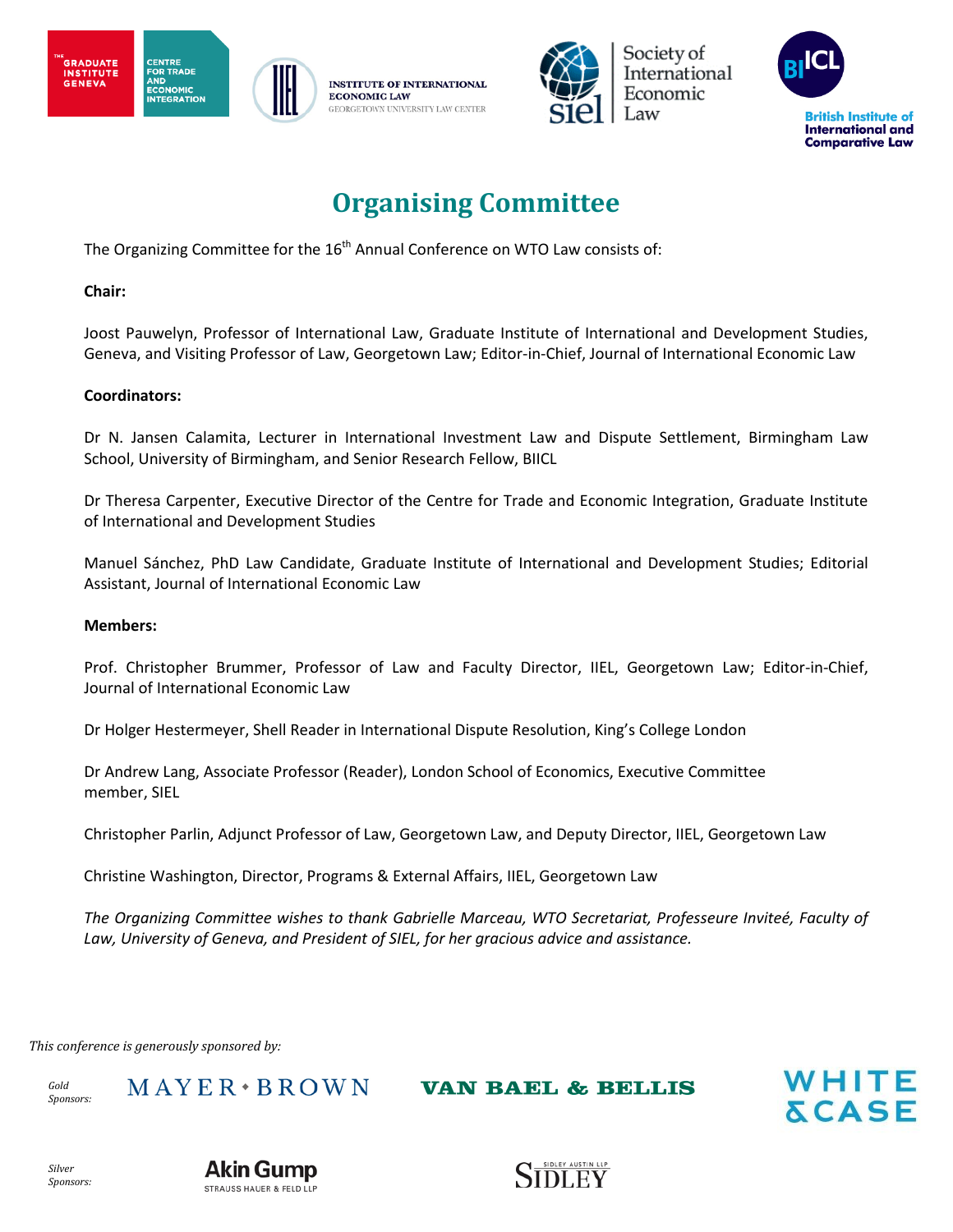# Organising Committee

The Organizing Committee for the 16th Annual Conference on WTO Law consists of:

**Chair:**

Joost Pauwelyn, Professor of International Law, Graduate Institute of International and Development Studies, Geneva, and Visiting Professor of Law, Georgetown Law; Editor-in-Chief, Journal of International Economic Law

**Coordinators:**

Dr N. Jansen Calamita, Lecturer in International Investment Law and Dispute Settlement, Birmingham Law School, University of Birmingham, and Senior Research Fellow, BIICL

Dr Theresa Carpenter, Executive Director of the Centre for Trade and Economic Integration, Graduate Institute of International and Development Studies

Manuel Sánchez, PhD Law Candidate, Graduate Institute of International and Development Studies; Editorial Assistant, Journal of International Economic Law

**Members:**

Prof. Christopher Brummer, Professor of Law and Faculty Director, IIEL, Georgetown Law; Editor-in-Chief, Journal of International Economic Law

Dr Holger Hestermeyer, Shell Reader in International Dispute Resolution, King's College London

Dr Andrew Lang, Associate Professor (Reader), London School of Economics, Executive Committee member, SIEL

Christopher Parlin, Adjunct Professor of Law, Georgetown Law, and Deputy Director, IIEL, Georgetown Law

Christine Washington, Director, Programs & External Affairs, IIEL, Georgetown Law

*The Organizing Committee wishes to thank Gabrielle Marceau, WTO Secretariat, Professeure Inviteé, Faculty of Law, University of Geneva, and President of SIEL, for her gracious advice and assistance.*

*This conference is generously sponsored by:*

*Gold Sponsors:* MAYER • BROWN, VAN BAEL & BELLIS, WHITE & CASE

*Silver Sponsors:* Akin Gump STRAUSS HAUER & FELD LLP, SIDLEY AUSTIN LLP SIDLEY